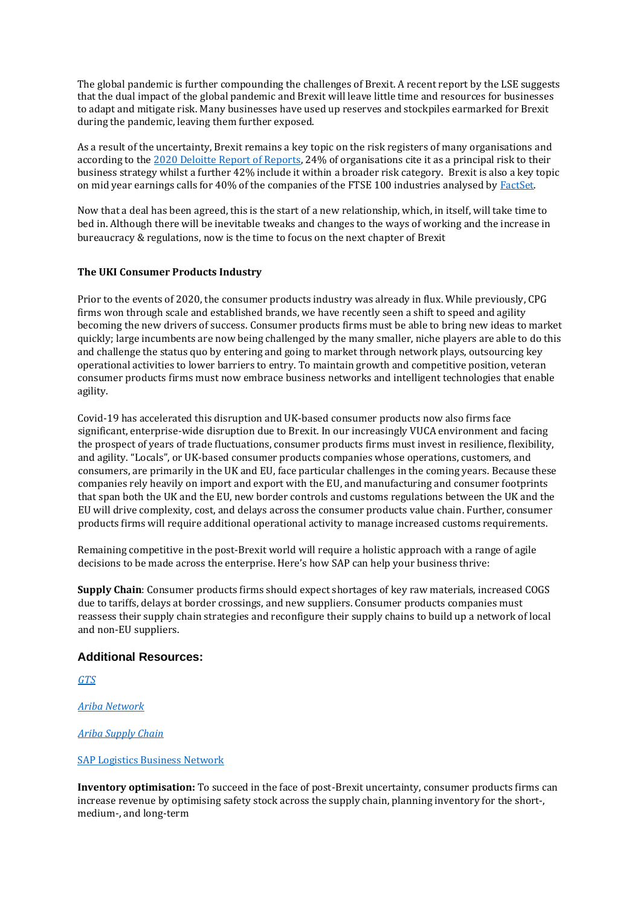The global pandemic is further compounding the challenges of Brexit. A recent report by the LSE suggests that the dual impact of the global pandemic and Brexit will leave little time and resources for businesses to adapt and mitigate risk. Many businesses have used up reserves and stockpiles earmarked for Brexit during the pandemic, leaving them further exposed.

As a result of the uncertainty, Brexit remains a key topic on the risk registers of many organisations and according to the [2020 Deloitte Report of Reports](), 24% of organisations cite it as a principal risk to their business strategy whilst a further 42% include it within a broader risk category. Brexit is also a key topic on mid year earnings calls for 40% of the companies of the FTSE 100 industries analysed by [FactSet]().

Now that a deal has been agreed, this is the start of a new relationship, which, in itself, will take time to bed in. Although there will be inevitable tweaks and changes to the ways of working and the increase in bureaucracy & regulations, now is the time to focus on the next chapter of Brexit

**The UKI Consumer Products Industry**

Prior to the events of 2020, the consumer products industry was already in flux. While previously, CPG firms won through scale and established brands, we have recently seen a shift to speed and agility becoming the new drivers of success. Consumer products firms must be able to bring new ideas to market quickly; large incumbents are now being challenged by the many smaller, niche players are able to do this and challenge the status quo by entering and going to market through network plays, outsourcing key operational activities to lower barriers to entry. To maintain growth and competitive position, veteran consumer products firms must now embrace business networks and intelligent technologies that enable agility.

Covid-19 has accelerated this disruption and UK-based consumer products now also firms face significant, enterprise-wide disruption due to Brexit. In our increasingly VUCA environment and facing the prospect of years of trade fluctuations, consumer products firms must invest in resilience, flexibility, and agility. "Locals", or UK-based consumer products companies whose operations, customers, and consumers, are primarily in the UK and EU, face particular challenges in the coming years. Because these companies rely heavily on import and export with the EU, and manufacturing and consumer footprints that span both the UK and the EU, new border controls and customs regulations between the UK and the EU will drive complexity, cost, and delays across the consumer products value chain. Further, consumer products firms will require additional operational activity to manage increased customs requirements.

Remaining competitive in the post-Brexit world will require a holistic approach with a range of agile decisions to be made across the enterprise. Here's how SAP can help your business thrive:

**Supply Chain**: Consumer products firms should expect shortages of key raw materials, increased COGS due to tariffs, delays at border crossings, and new suppliers. Consumer products companies must reassess their supply chain strategies and reconfigure their supply chains to build up a network of local and non-EU suppliers.

### Additional Resources:

[*GTS*]()

[*Ariba Network*]()

[*Ariba Supply Chain*]()

[SAP Logistics Business Network]()

**Inventory optimisation:** To succeed in the face of post-Brexit uncertainty, consumer products firms can increase revenue by optimising safety stock across the supply chain, planning inventory for the short-, medium-, and long-term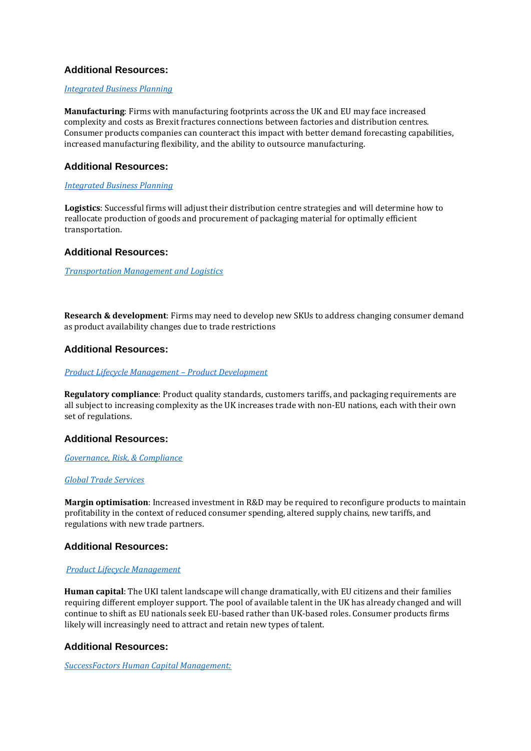### Additional Resources:

*Integrated Business Planning*

**Manufacturing**: Firms with manufacturing footprints across the UK and EU may face increased complexity and costs as Brexit fractures connections between factories and distribution centres. Consumer products companies can counteract this impact with better demand forecasting capabilities, increased manufacturing flexibility, and the ability to outsource manufacturing.

### Additional Resources:

*Integrated Business Planning*

**Logistics**: Successful firms will adjust their distribution centre strategies and will determine how to reallocate production of goods and procurement of packaging material for optimally efficient transportation.

### Additional Resources:

*Transportation Management and Logistics*

**Research & development**: Firms may need to develop new SKUs to address changing consumer demand as product availability changes due to trade restrictions

### Additional Resources:

*Product Lifecycle Management – Product Development*

**Regulatory compliance**: Product quality standards, customers tariffs, and packaging requirements are all subject to increasing complexity as the UK increases trade with non-EU nations, each with their own set of regulations.

### Additional Resources:

*Governance, Risk, & Compliance*

*Global Trade Services*

**Margin optimisation**: Increased investment in R&D may be required to reconfigure products to maintain profitability in the context of reduced consumer spending, altered supply chains, new tariffs, and regulations with new trade partners.

### Additional Resources:

*Product Lifecycle Management*

**Human capital**: The UKI talent landscape will change dramatically, with EU citizens and their families requiring different employer support. The pool of available talent in the UK has already changed and will continue to shift as EU nationals seek EU-based rather than UK-based roles. Consumer products firms likely will increasingly need to attract and retain new types of talent.

### Additional Resources:

*SuccessFactors Human Capital Management:*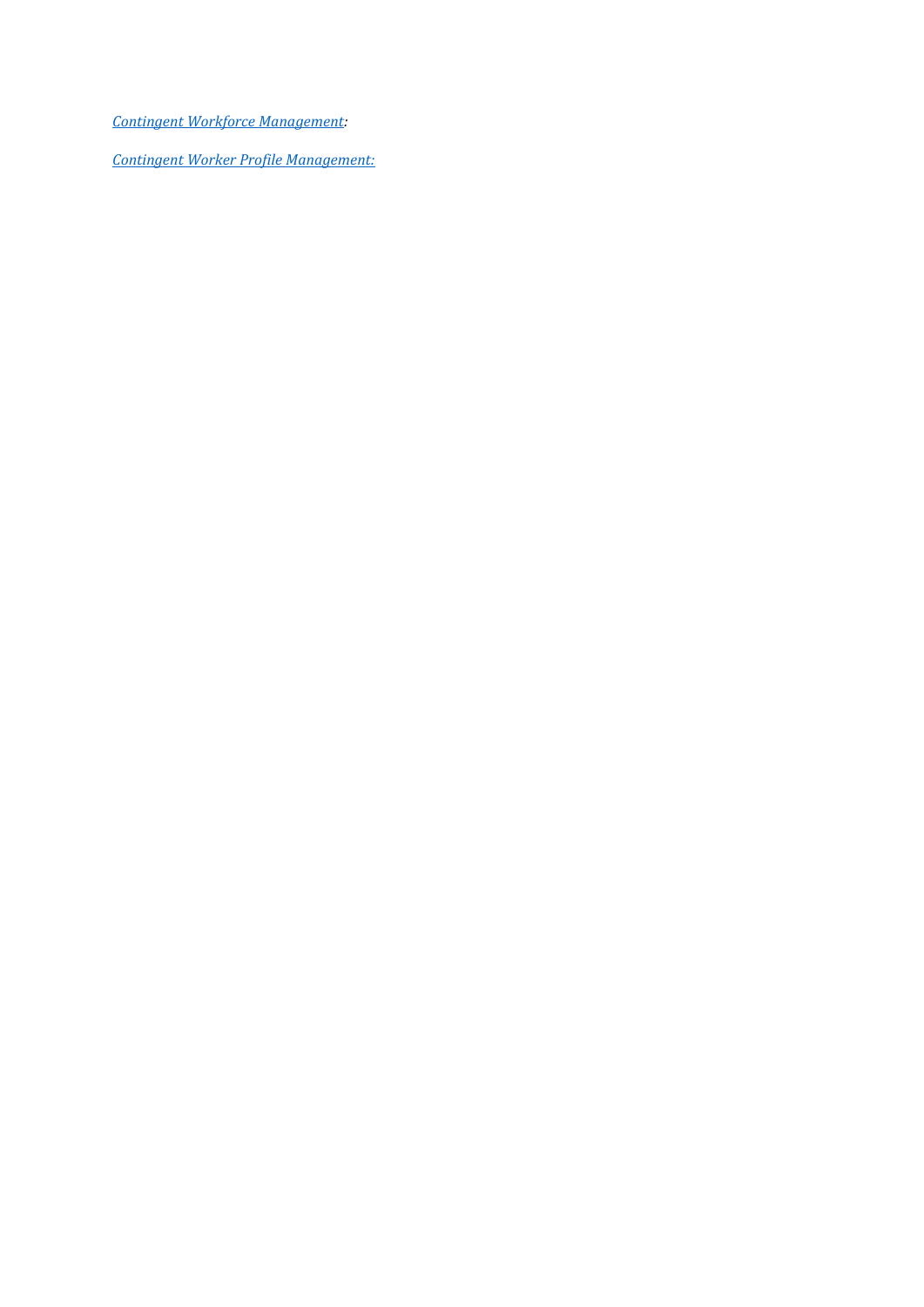*[Contingent Workforce Management]():*

*[Contingent Worker Profile Management:]()*